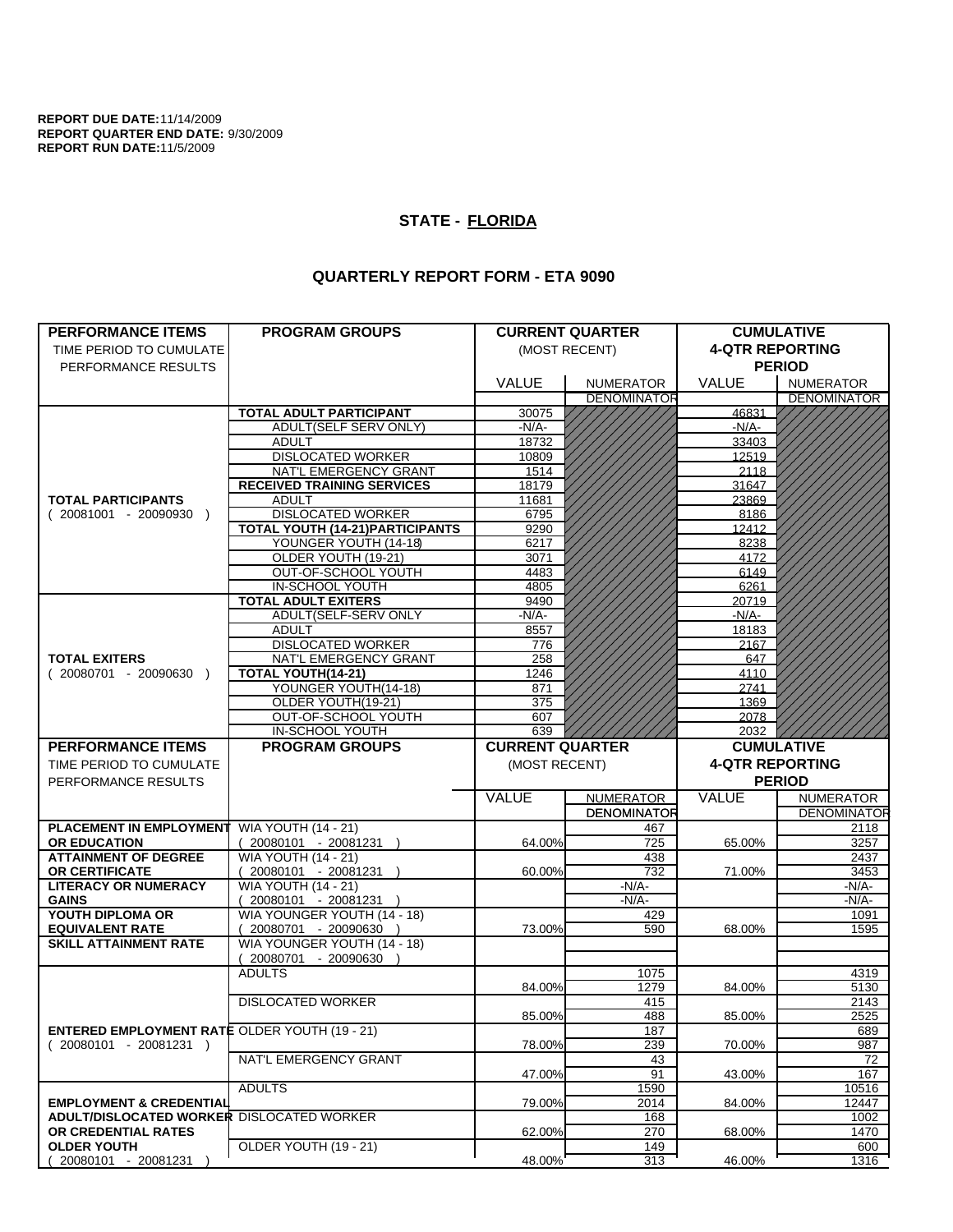**REPORT DUE DATE:** 11/14/2009
**REPORT QUARTER END DATE:** 9/30/2009
**REPORT RUN DATE:** 11/5/2009

## STATE - FLORIDA

## QUARTERLY REPORT FORM - ETA 9090

| PERFORMANCE ITEMS<br>TIME PERIOD TO CUMULATE PERFORMANCE RESULTS | PROGRAM GROUPS | CURRENT QUARTER (MOST RECENT) VALUE | CURRENT QUARTER NUMERATOR / DENOMINATOR | CUMULATIVE 4-QTR REPORTING PERIOD VALUE | CUMULATIVE 4-QTR REPORTING PERIOD NUMERATOR / DENOMINATOR |
|---|---|---|---|---|---|
| **TOTAL PARTICIPANTS** ( 20081001 - 20090930 ) | **TOTAL ADULT PARTICIPANT** | 30075 | | 46831 | |
| | ADULT(SELF SERV ONLY) | -N/A- | | -N/A- | |
| | ADULT | 18732 | | 33403 | |
| | DISLOCATED WORKER | 10809 | | 12519 | |
| | NAT'L EMERGENCY GRANT | 1514 | | 2118 | |
| | **RECEIVED TRAINING SERVICES** | 18179 | | 31647 | |
| | ADULT | 11681 | | 23869 | |
| | DISLOCATED WORKER | 6795 | | 8186 | |
| | **TOTAL YOUTH (14-21)PARTICIPANTS** | 9290 | | 12412 | |
| | YOUNGER YOUTH (14-18) | 6217 | | 8238 | |
| | OLDER YOUTH (19-21) | 3071 | | 4172 | |
| | OUT-OF-SCHOOL YOUTH | 4483 | | 6149 | |
| | IN-SCHOOL YOUTH | 4805 | | 6261 | |
| **TOTAL EXITERS** ( 20080701 - 20090630 ) | **TOTAL ADULT EXITERS** | 9490 | | 20719 | |
| | ADULT(SELF-SERV ONLY | -N/A- | | -N/A- | |
| | ADULT | 8557 | | 18183 | |
| | DISLOCATED WORKER | 776 | | 2167 | |
| | NAT'L EMERGENCY GRANT | 258 | | 647 | |
| | **TOTAL YOUTH(14-21)** | 1246 | | 4110 | |
| | YOUNGER YOUTH(14-18) | 871 | | 2741 | |
| | OLDER YOUTH(19-21) | 375 | | 1369 | |
| | OUT-OF-SCHOOL YOUTH | 607 | | 2078 | |
| | IN-SCHOOL YOUTH | 639 | | 2032 | |

| PERFORMANCE ITEMS<br>TIME PERIOD TO CUMULATE PERFORMANCE RESULTS | PROGRAM GROUPS | CURRENT QUARTER (MOST RECENT) VALUE | CURRENT QUARTER NUMERATOR / DENOMINATOR | CUMULATIVE 4-QTR REPORTING PERIOD VALUE | CUMULATIVE 4-QTR REPORTING PERIOD NUMERATOR / DENOMINATOR |
|---|---|---|---|---|---|
| **PLACEMENT IN EMPLOYMENT OR EDUCATION** | WIA YOUTH (14 - 21) ( 20080101 - 20081231 ) | 64.00% | 467 / 725 | 65.00% | 2118 / 3257 |
| **ATTAINMENT OF DEGREE OR CERTIFICATE** | WIA YOUTH (14 - 21) ( 20080101 - 20081231 ) | 60.00% | 438 / 732 | 71.00% | 2437 / 3453 |
| **LITERACY OR NUMERACY GAINS** | WIA YOUTH (14 - 21) ( 20080101 - 20081231 ) | | -N/A- / -N/A- | | -N/A- / -N/A- |
| **YOUTH DIPLOMA OR EQUIVALENT RATE** | WIA YOUNGER YOUTH (14 - 18) ( 20080701 - 20090630 ) | 73.00% | 429 / 590 | 68.00% | 1091 / 1595 |
| **SKILL ATTAINMENT RATE** | WIA YOUNGER YOUTH (14 - 18) ( 20080701 - 20090630 ) | | | | |
| **ENTERED EMPLOYMENT RATE** ( 20080101 - 20081231 ) | ADULTS | 84.00% | 1075 / 1279 | 84.00% | 4319 / 5130 |
| | DISLOCATED WORKER | 85.00% | 415 / 488 | 85.00% | 2143 / 2525 |
| | OLDER YOUTH (19 - 21) | 78.00% | 187 / 239 | 70.00% | 689 / 987 |
| | NAT'L EMERGENCY GRANT | 47.00% | 43 / 91 | 43.00% | 72 / 167 |
| **EMPLOYMENT & CREDENTIAL ADULT/DISLOCATED WORKER OR CREDENTIAL RATES OLDER YOUTH** ( 20080101 - 20081231 ) | ADULTS | 79.00% | 1590 / 2014 | 84.00% | 10516 / 12447 |
| | DISLOCATED WORKER | 62.00% | 168 / 270 | 68.00% | 1002 / 1470 |
| | OLDER YOUTH (19 - 21) | 48.00% | 149 / 313 | 46.00% | 600 / 1316 |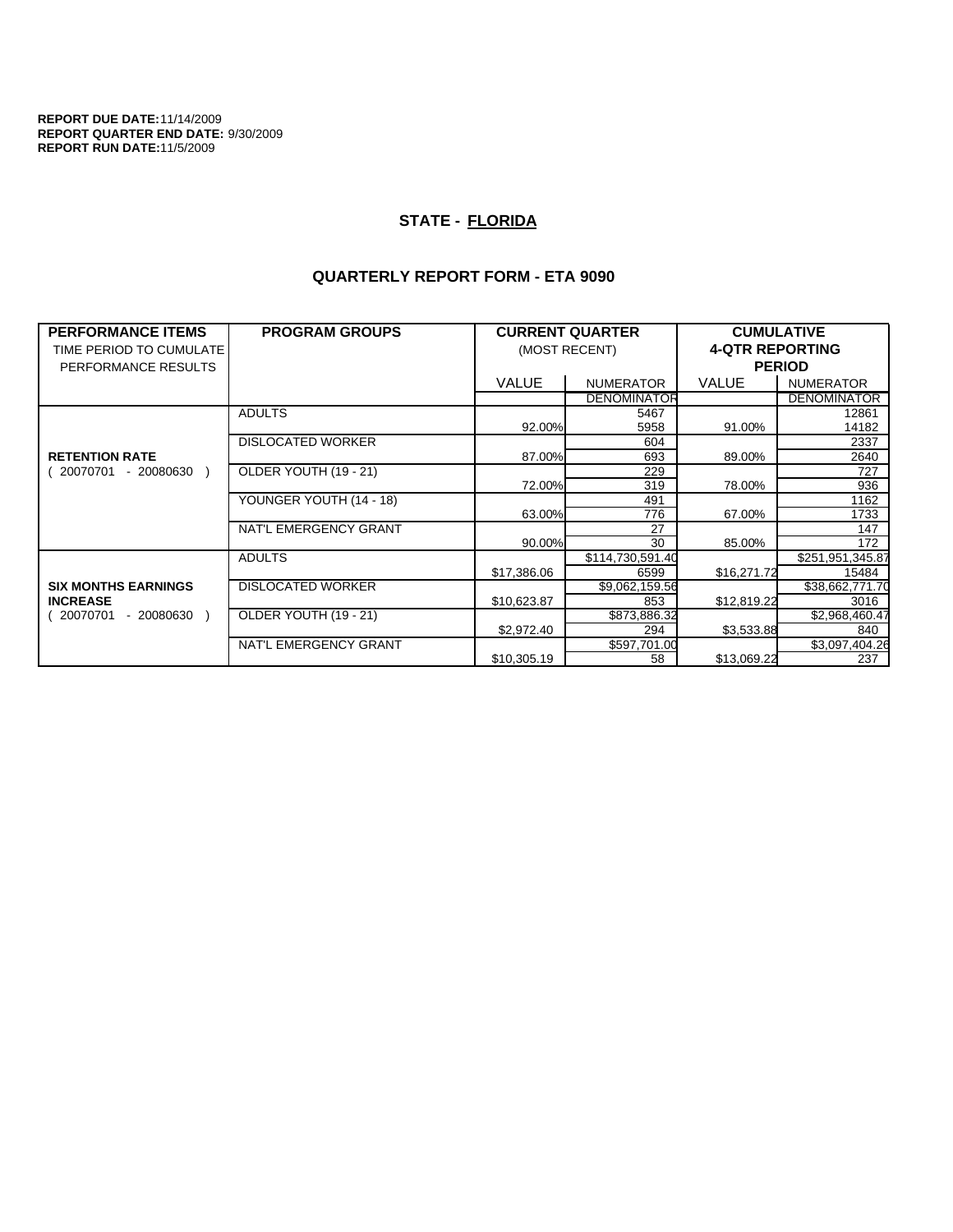**REPORT DUE DATE:** 11/14/2009
**REPORT QUARTER END DATE:** 9/30/2009
**REPORT RUN DATE:** 11/5/2009

## STATE - FLORIDA

### QUARTERLY REPORT FORM - ETA 9090

| PERFORMANCE ITEMS<br>TIME PERIOD TO CUMULATE PERFORMANCE RESULTS | PROGRAM GROUPS | CURRENT QUARTER (MOST RECENT) | | CUMULATIVE 4-QTR REPORTING PERIOD | |
|---|---|---|---|---|---|
| | | VALUE | NUMERATOR<br>DENOMINATOR | VALUE | NUMERATOR<br>DENOMINATOR |
| **RETENTION RATE** ( 20070701 - 20080630 ) | ADULTS | 92.00% | 5467<br>5958 | 91.00% | 12861<br>14182 |
| | DISLOCATED WORKER | 87.00% | 604<br>693 | 89.00% | 2337<br>2640 |
| | OLDER YOUTH (19 - 21) | 72.00% | 229<br>319 | 78.00% | 727<br>936 |
| | YOUNGER YOUTH (14 - 18) | 63.00% | 491<br>776 | 67.00% | 1162<br>1733 |
| | NAT'L EMERGENCY GRANT | 90.00% | 27<br>30 | 85.00% | 147<br>172 |
| **SIX MONTHS EARNINGS INCREASE** ( 20070701 - 20080630 ) | ADULTS | $17,386.06 | $114,730,591.40<br>6599 | $16,271.72 | $251,951,345.87<br>15484 |
| | DISLOCATED WORKER | $10,623.87 | $9,062,159.56<br>853 | $12,819.22 | $38,662,771.70<br>3016 |
| | OLDER YOUTH (19 - 21) | $2,972.40 | $873,886.32<br>294 | $3,533.88 | $2,968,460.47<br>840 |
| | NAT'L EMERGENCY GRANT | $10,305.19 | $597,701.00<br>58 | $13,069.22 | $3,097,404.26<br>237 |